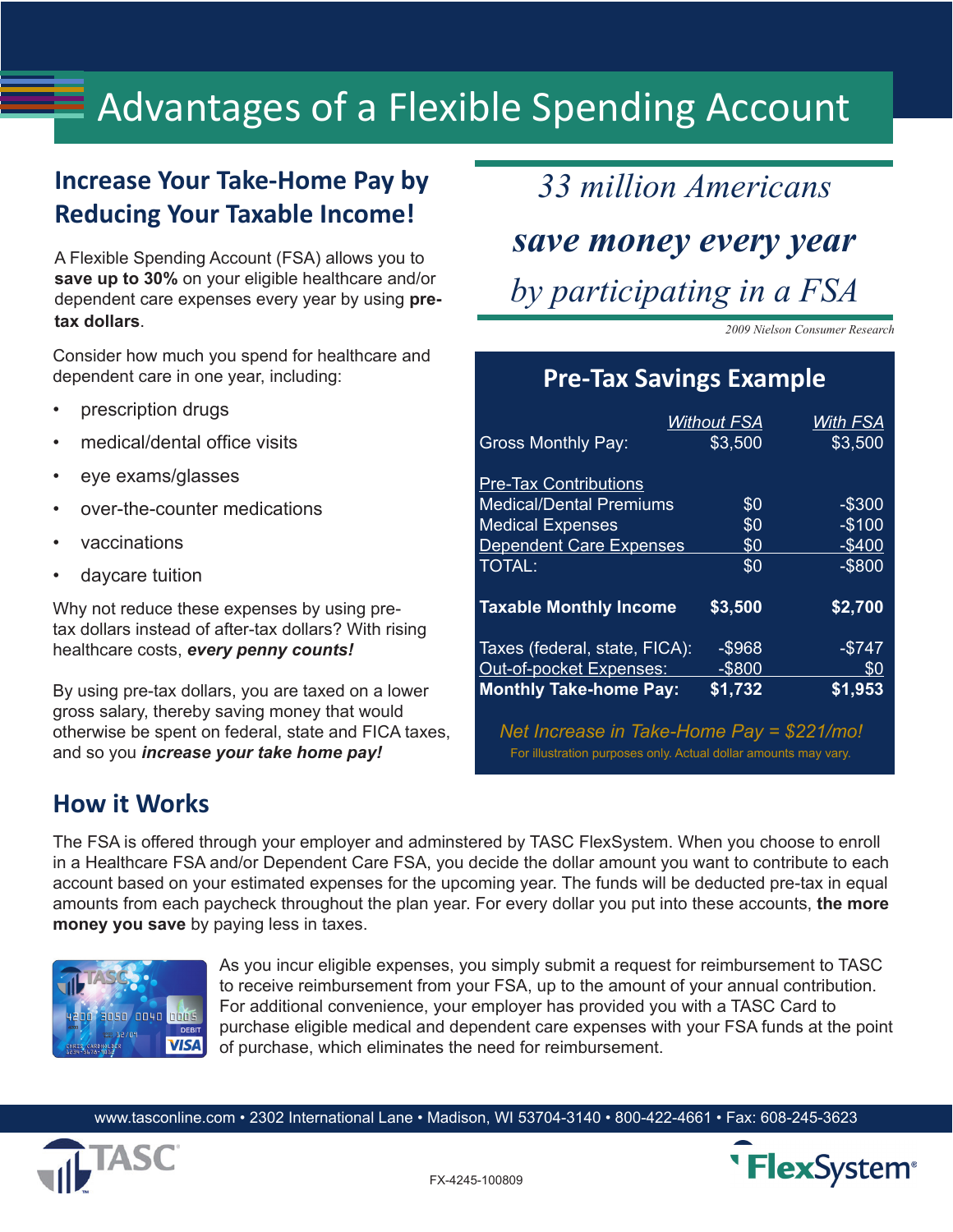# Advantages of a Flexible Spending Account

## Increase Your Take-Home Pay by Reducing Your Taxable Income!

A Flexible Spending Account (FSA) allows you to **save up to 30%** on your eligible healthcare and/or dependent care expenses every year by using **pre-tax dollars**.

Consider how much you spend for healthcare and dependent care in one year, including:

- prescription drugs
- medical/dental office visits
- eye exams/glasses
- over-the-counter medications
- vaccinations
- daycare tuition

Why not reduce these expenses by using pre-tax dollars instead of after-tax dollars? With rising healthcare costs, ***every penny counts!***

By using pre-tax dollars, you are taxed on a lower gross salary, thereby saving money that would otherwise be spent on federal, state and FICA taxes, and so you ***increase your take home pay!***

*33 million Americans* ***save money every year*** *by participating in a FSA*

*2009 Nielson Consumer Research*

### Pre-Tax Savings Example

| | Without FSA | With FSA |
|---|---|---|
| Gross Monthly Pay: | $3,500 | $3,500 |
| Pre-Tax Contributions | | |
| Medical/Dental Premiums | $0 | -$300 |
| Medical Expenses | $0 | -$100 |
| Dependent Care Expenses | $0 | -$400 |
| TOTAL: | $0 | -$800 |
| **Taxable Monthly Income** | **$3,500** | **$2,700** |
| Taxes (federal, state, FICA): | -$968 | -$747 |
| Out-of-pocket Expenses: | -$800 | $0 |
| **Monthly Take-home Pay:** | **$1,732** | **$1,953** |

*Net Increase in Take-Home Pay = $221/mo!*

For illustration purposes only. Actual dollar amounts may vary.

## How it Works

The FSA is offered through your employer and adminstered by TASC FlexSystem. When you choose to enroll in a Healthcare FSA and/or Dependent Care FSA, you decide the dollar amount you want to contribute to each account based on your estimated expenses for the upcoming year. The funds will be deducted pre-tax in equal amounts from each paycheck throughout the plan year. For every dollar you put into these accounts, **the more money you save** by paying less in taxes.

As you incur eligible expenses, you simply submit a request for reimbursement to TASC to receive reimbursement from your FSA, up to the amount of your annual contribution. For additional convenience, your employer has provided you with a TASC Card to purchase eligible medical and dependent care expenses with your FSA funds at the point of purchase, which eliminates the need for reimbursement.

www.tasconline.com • 2302 International Lane • Madison, WI 53704-3140 • 800-422-4661 • Fax: 608-245-3623

FX-4245-100809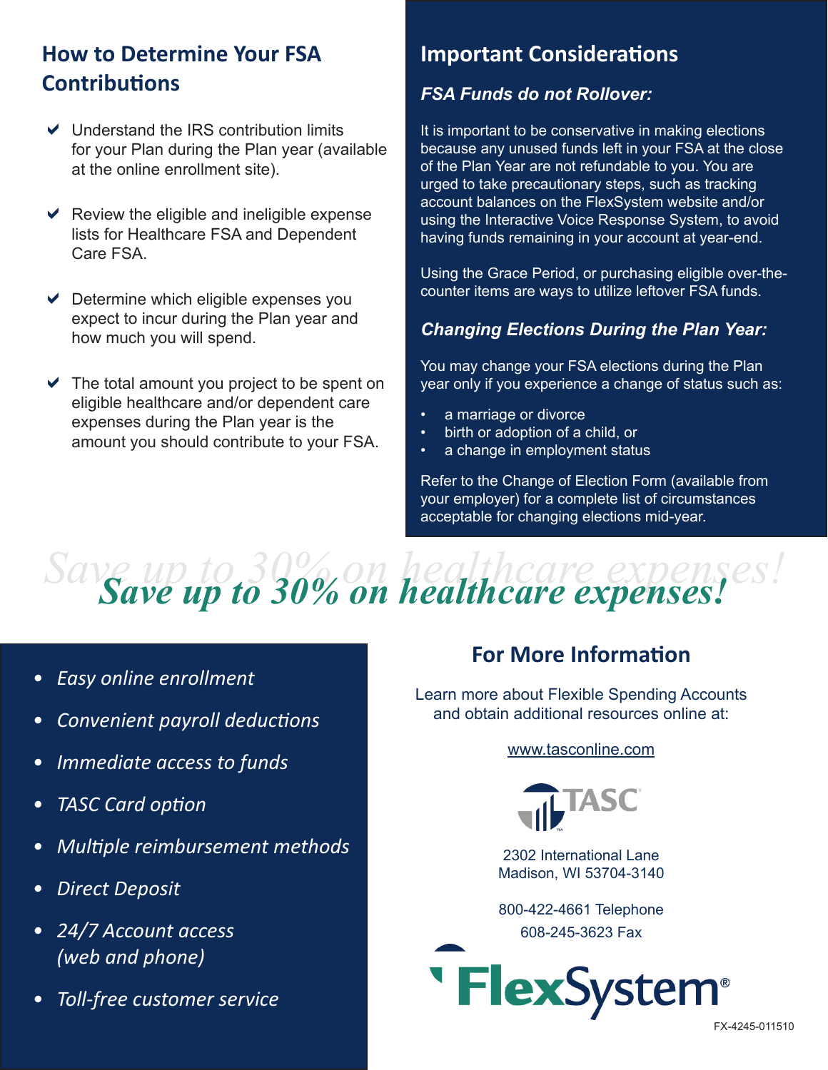## How to Determine Your FSA Contributions

- ✔ Understand the IRS contribution limits for your Plan during the Plan year (available at the online enrollment site).
- ✔ Review the eligible and ineligible expense lists for Healthcare FSA and Dependent Care FSA.
- ✔ Determine which eligible expenses you expect to incur during the Plan year and how much you will spend.
- ✔ The total amount you project to be spent on eligible healthcare and/or dependent care expenses during the Plan year is the amount you should contribute to your FSA.

## Important Considerations

### *FSA Funds do not Rollover:*

It is important to be conservative in making elections because any unused funds left in your FSA at the close of the Plan Year are not refundable to you. You are urged to take precautionary steps, such as tracking account balances on the FlexSystem website and/or using the Interactive Voice Response System, to avoid having funds remaining in your account at year-end.

Using the Grace Period, or purchasing eligible over-the-counter items are ways to utilize leftover FSA funds.

### *Changing Elections During the Plan Year:*

You may change your FSA elections during the Plan year only if you experience a change of status such as:

- a marriage or divorce
- birth or adoption of a child, or
- a change in employment status

Refer to the Change of Election Form (available from your employer) for a complete list of circumstances acceptable for changing elections mid-year.

## *Save up to 30% on healthcare expenses!*

- *Easy online enrollment*
- *Convenient payroll deductions*
- *Immediate access to funds*
- *TASC Card option*
- *Multiple reimbursement methods*
- *Direct Deposit*
- *24/7 Account access (web and phone)*
- *Toll-free customer service*

## For More Information

Learn more about Flexible Spending Accounts and obtain additional resources online at:

www.tasconline.com

TASC

2302 International Lane
Madison, WI 53704-3140

800-422-4661 Telephone
608-245-3623 Fax

FlexSystem®

FX-4245-011510